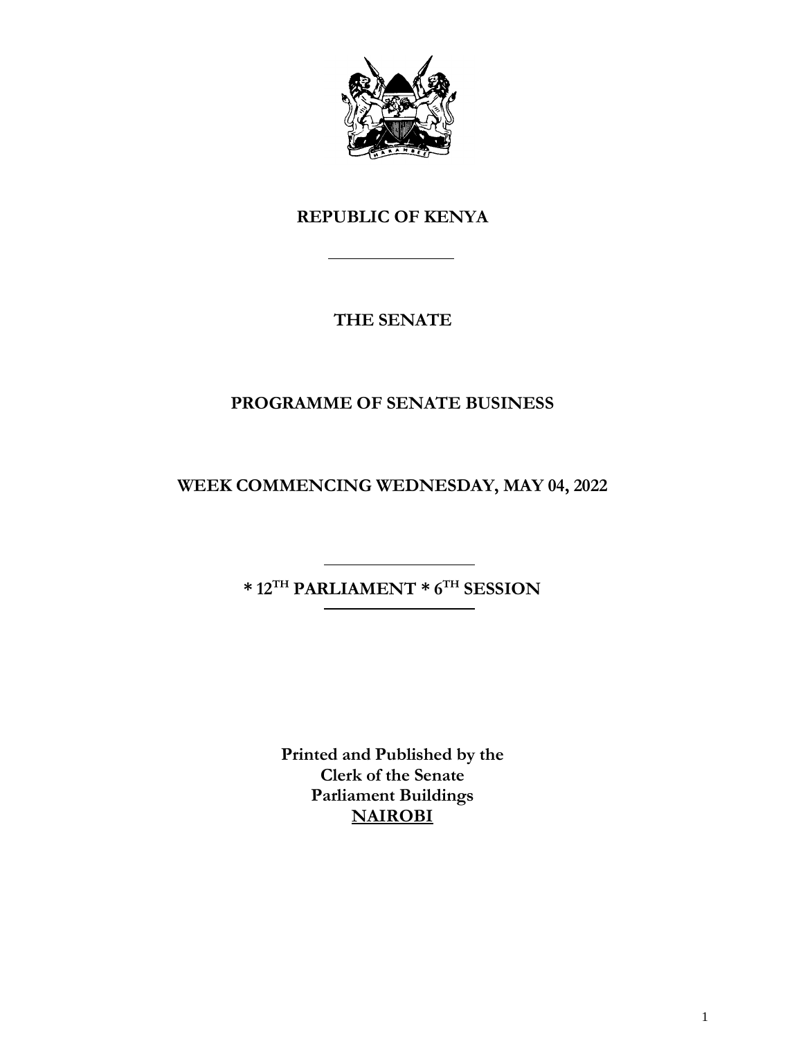# REPUBLIC OF KENYA

---

# THE SENATE

## PROGRAMME OF SENATE BUSINESS

## WEEK COMMENCING WEDNESDAY, MAY 04, 2022

---

**\* 12TH PARLIAMENT \* 6TH SESSION**

---

**Printed and Published by the**
**Clerk of the Senate**
**Parliament Buildings**
**NAIROBI**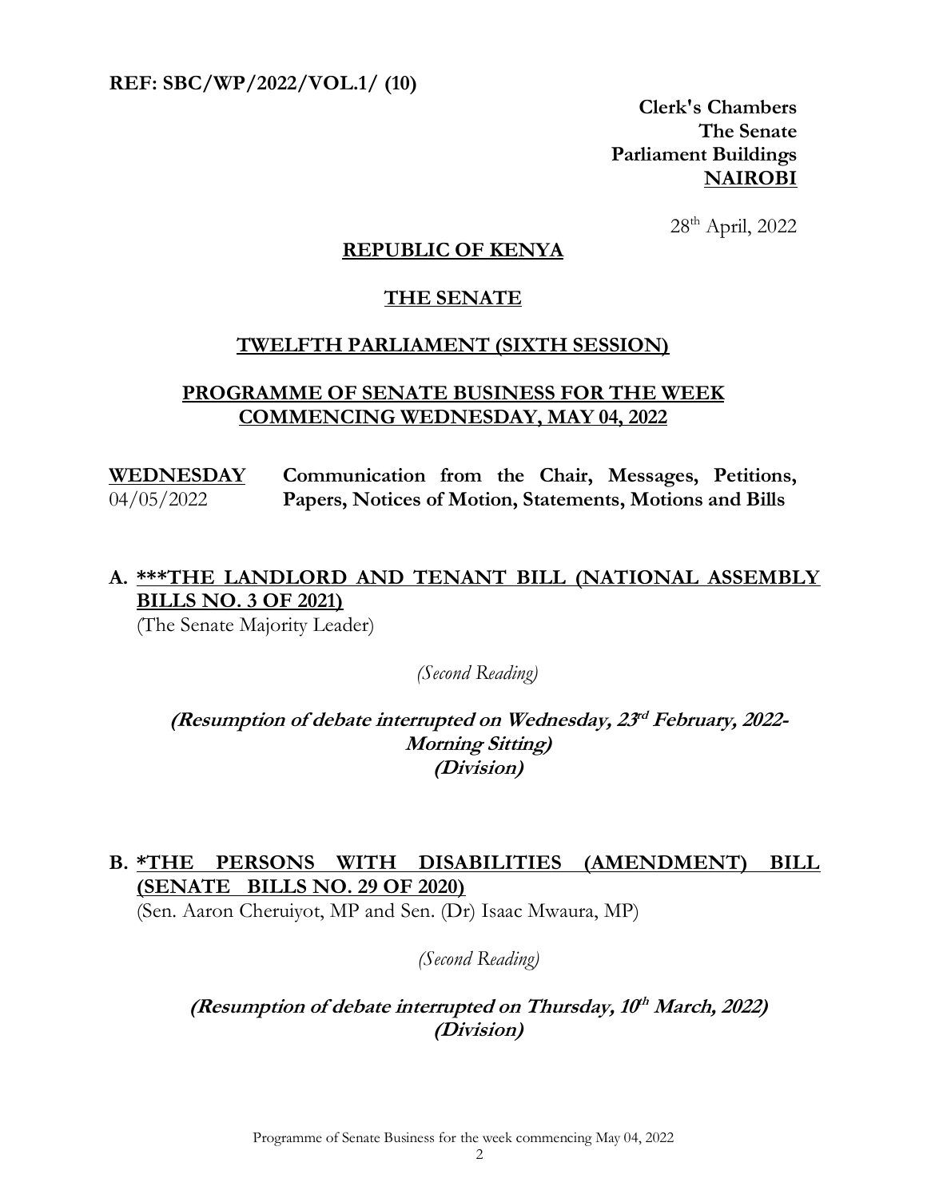**REF: SBC/WP/2022/VOL.1/ (10)**

**Clerk's Chambers**
**The Senate**
**Parliament Buildings**
**NAIROBI**

28th April, 2022

## REPUBLIC OF KENYA

## THE SENATE

## TWELFTH PARLIAMENT (SIXTH SESSION)

## PROGRAMME OF SENATE BUSINESS FOR THE WEEK COMMENCING WEDNESDAY, MAY 04, 2022

**WEDNESDAY** 04/05/2022 — **Communication from the Chair, Messages, Petitions, Papers, Notices of Motion, Statements, Motions and Bills**

### A. ***THE LANDLORD AND TENANT BILL (NATIONAL ASSEMBLY BILLS NO. 3 OF 2021)

(The Senate Majority Leader)

*(Second Reading)*

***(Resumption of debate interrupted on Wednesday, 23rd February, 2022- Morning Sitting)***
***(Division)***

### B. *THE PERSONS WITH DISABILITIES (AMENDMENT) BILL (SENATE BILLS NO. 29 OF 2020)

(Sen. Aaron Cheruiyot, MP and Sen. (Dr) Isaac Mwaura, MP)

*(Second Reading)*

***(Resumption of debate interrupted on Thursday, 10th March, 2022)***
***(Division)***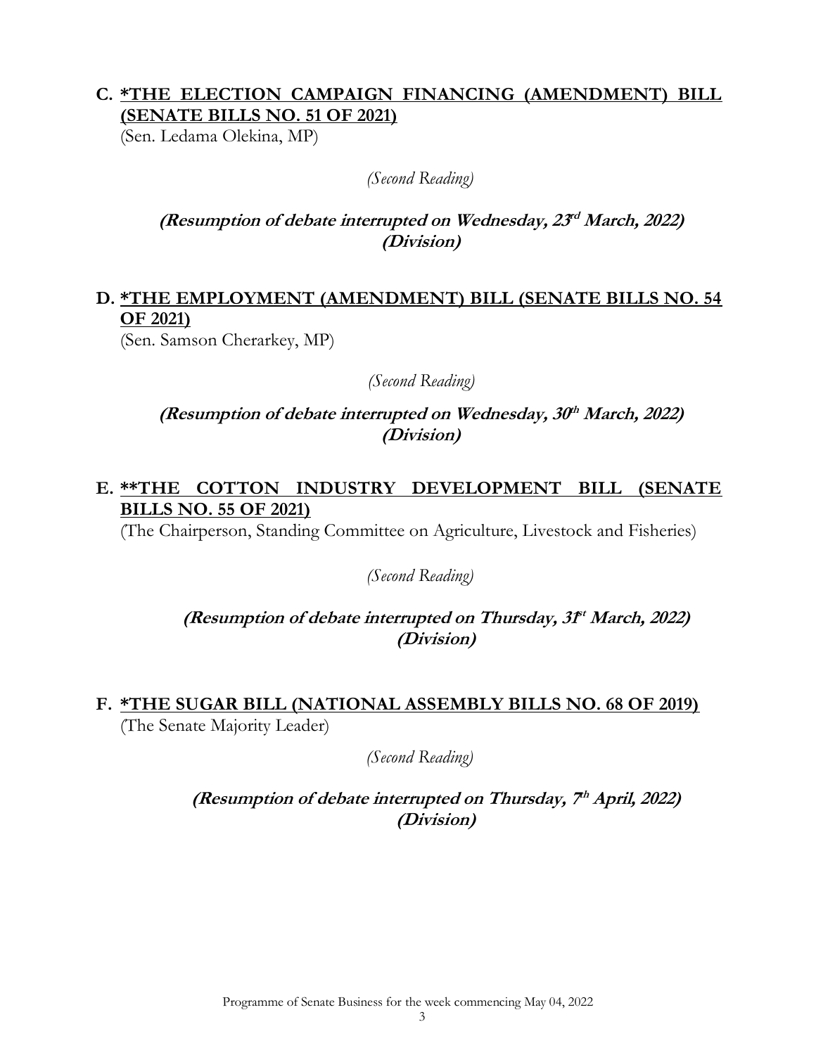**C. <u>*THE ELECTION CAMPAIGN FINANCING (AMENDMENT) BILL (SENATE BILLS NO. 51 OF 2021)</u>**

(Sen. Ledama Olekina, MP)

*(Second Reading)*

***(Resumption of debate interrupted on Wednesday, 23rd March, 2022)***
***(Division)***

**D. <u>*THE EMPLOYMENT (AMENDMENT) BILL (SENATE BILLS NO. 54 OF 2021)</u>**

(Sen. Samson Cherarkey, MP)

*(Second Reading)*

***(Resumption of debate interrupted on Wednesday, 30th March, 2022)***
***(Division)***

**E. <u>**THE COTTON INDUSTRY DEVELOPMENT BILL (SENATE BILLS NO. 55 OF 2021)</u>**

(The Chairperson, Standing Committee on Agriculture, Livestock and Fisheries)

*(Second Reading)*

***(Resumption of debate interrupted on Thursday, 31st March, 2022)***
***(Division)***

**F. <u>*THE SUGAR BILL (NATIONAL ASSEMBLY BILLS NO. 68 OF 2019)</u>**

(The Senate Majority Leader)

*(Second Reading)*

***(Resumption of debate interrupted on Thursday, 7th April, 2022)***
***(Division)***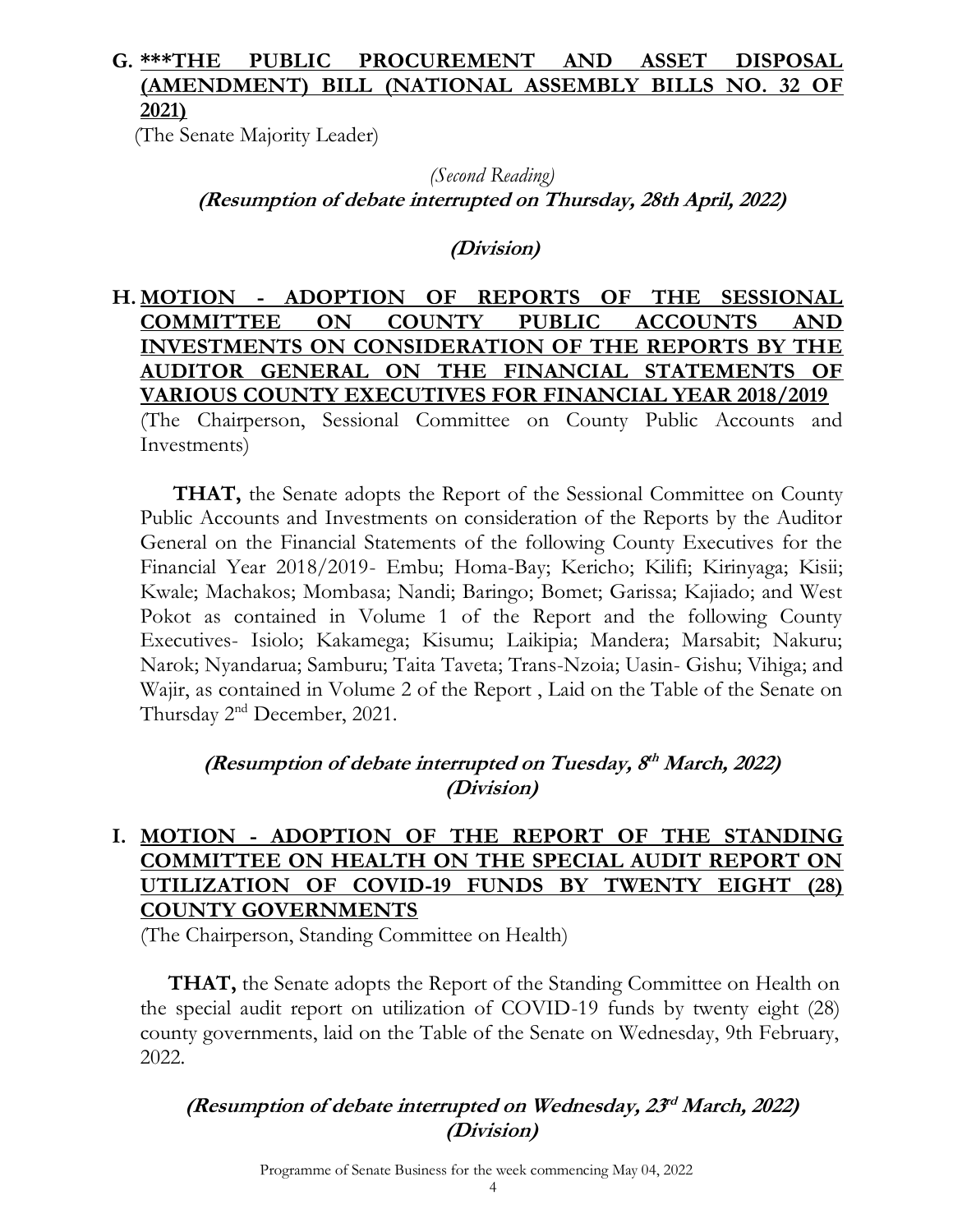## G. ***THE PUBLIC PROCUREMENT AND ASSET DISPOSAL (AMENDMENT) BILL (NATIONAL ASSEMBLY BILLS NO. 32 OF 2021)

(The Senate Majority Leader)

*(Second Reading)*

***(Resumption of debate interrupted on Thursday, 28th April, 2022)***

***(Division)***

## H. MOTION - ADOPTION OF REPORTS OF THE SESSIONAL COMMITTEE ON COUNTY PUBLIC ACCOUNTS AND INVESTMENTS ON CONSIDERATION OF THE REPORTS BY THE AUDITOR GENERAL ON THE FINANCIAL STATEMENTS OF VARIOUS COUNTY EXECUTIVES FOR FINANCIAL YEAR 2018/2019

(The Chairperson, Sessional Committee on County Public Accounts and Investments)

**THAT,** the Senate adopts the Report of the Sessional Committee on County Public Accounts and Investments on consideration of the Reports by the Auditor General on the Financial Statements of the following County Executives for the Financial Year 2018/2019- Embu; Homa-Bay; Kericho; Kilifi; Kirinyaga; Kisii; Kwale; Machakos; Mombasa; Nandi; Baringo; Bomet; Garissa; Kajiado; and West Pokot as contained in Volume 1 of the Report and the following County Executives- Isiolo; Kakamega; Kisumu; Laikipia; Mandera; Marsabit; Nakuru; Narok; Nyandarua; Samburu; Taita Taveta; Trans-Nzoia; Uasin- Gishu; Vihiga; and Wajir, as contained in Volume 2 of the Report , Laid on the Table of the Senate on Thursday 2nd December, 2021.

***(Resumption of debate interrupted on Tuesday, 8th March, 2022)***
***(Division)***

## I. MOTION - ADOPTION OF THE REPORT OF THE STANDING COMMITTEE ON HEALTH ON THE SPECIAL AUDIT REPORT ON UTILIZATION OF COVID-19 FUNDS BY TWENTY EIGHT (28) COUNTY GOVERNMENTS

(The Chairperson, Standing Committee on Health)

**THAT,** the Senate adopts the Report of the Standing Committee on Health on the special audit report on utilization of COVID-19 funds by twenty eight (28) county governments, laid on the Table of the Senate on Wednesday, 9th February, 2022.

***(Resumption of debate interrupted on Wednesday, 23rd March, 2022)***
***(Division)***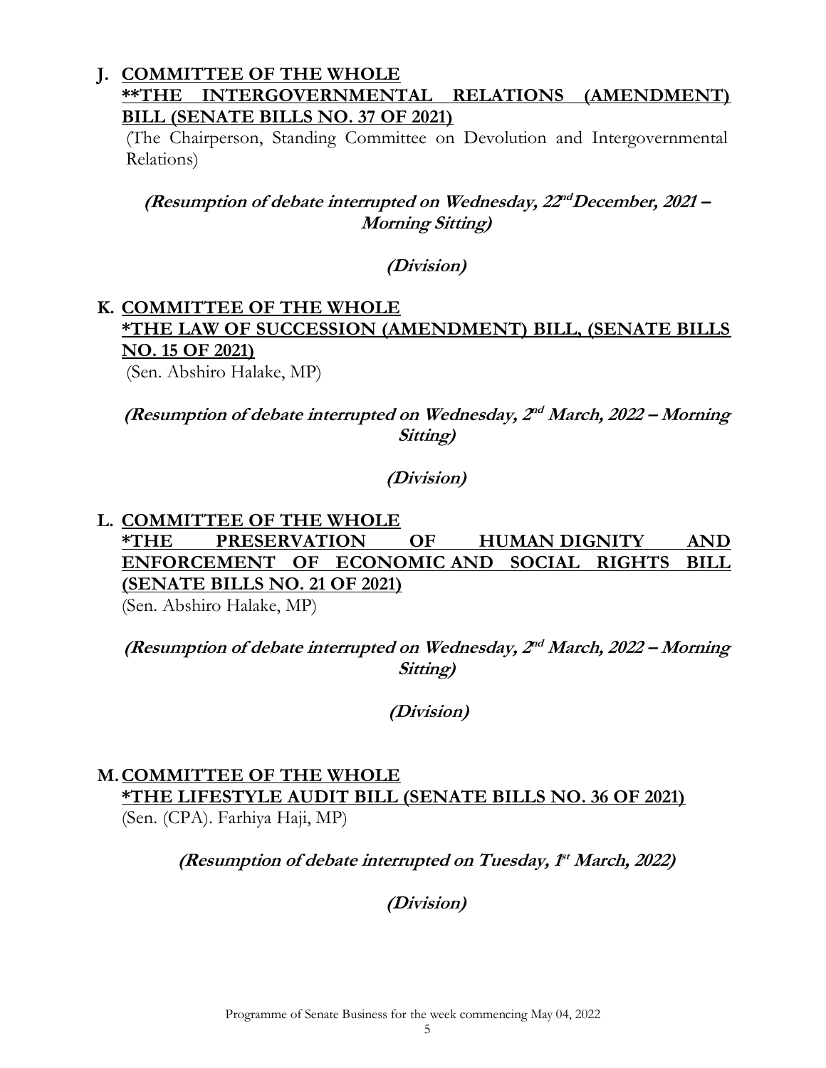**J. <u>COMMITTEE OF THE WHOLE</u>**
**<u>**THE INTERGOVERNMENTAL RELATIONS (AMENDMENT) BILL (SENATE BILLS NO. 37 OF 2021)</u>**
(The Chairperson, Standing Committee on Devolution and Intergovernmental Relations)

***(Resumption of debate interrupted on Wednesday, 22nd December, 2021 – Morning Sitting)***

***(Division)***

**K. <u>COMMITTEE OF THE WHOLE</u>**
**<u>*THE LAW OF SUCCESSION (AMENDMENT) BILL, (SENATE BILLS NO. 15 OF 2021)</u>**
(Sen. Abshiro Halake, MP)

***(Resumption of debate interrupted on Wednesday, 2nd March, 2022 – Morning Sitting)***

***(Division)***

**L. <u>COMMITTEE OF THE WHOLE</u>**
**<u>*THE PRESERVATION OF HUMAN DIGNITY AND ENFORCEMENT OF ECONOMIC AND SOCIAL RIGHTS BILL (SENATE BILLS NO. 21 OF 2021)</u>**
(Sen. Abshiro Halake, MP)

***(Resumption of debate interrupted on Wednesday, 2nd March, 2022 – Morning Sitting)***

***(Division)***

**M. <u>COMMITTEE OF THE WHOLE</u>**
**<u>*THE LIFESTYLE AUDIT BILL (SENATE BILLS NO. 36 OF 2021)</u>**
(Sen. (CPA). Farhiya Haji, MP)

***(Resumption of debate interrupted on Tuesday, 1st March, 2022)***

***(Division)***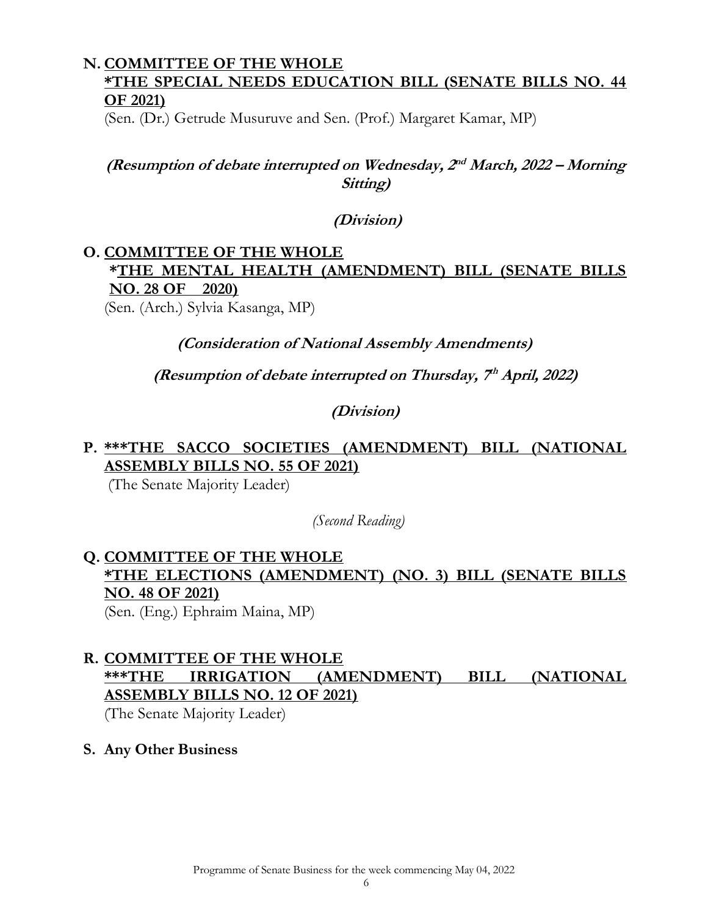**N. COMMITTEE OF THE WHOLE**
**\*THE SPECIAL NEEDS EDUCATION BILL (SENATE BILLS NO. 44 OF 2021)**
(Sen. (Dr.) Getrude Musuruve and Sen. (Prof.) Margaret Kamar, MP)

***(Resumption of debate interrupted on Wednesday, 2nd March, 2022 – Morning Sitting)***

***(Division)***

**O. COMMITTEE OF THE WHOLE**
**\*THE MENTAL HEALTH (AMENDMENT) BILL (SENATE BILLS NO. 28 OF 2020)**
(Sen. (Arch.) Sylvia Kasanga, MP)

***(Consideration of National Assembly Amendments)***

***(Resumption of debate interrupted on Thursday, 7th April, 2022)***

***(Division)***

**P. \*\*\*THE SACCO SOCIETIES (AMENDMENT) BILL (NATIONAL ASSEMBLY BILLS NO. 55 OF 2021)**
(The Senate Majority Leader)

*(Second Reading)*

**Q. COMMITTEE OF THE WHOLE**
**\*THE ELECTIONS (AMENDMENT) (NO. 3) BILL (SENATE BILLS NO. 48 OF 2021)**
(Sen. (Eng.) Ephraim Maina, MP)

**R. COMMITTEE OF THE WHOLE**
**\*\*\*THE IRRIGATION (AMENDMENT) BILL (NATIONAL ASSEMBLY BILLS NO. 12 OF 2021)**
(The Senate Majority Leader)

**S. Any Other Business**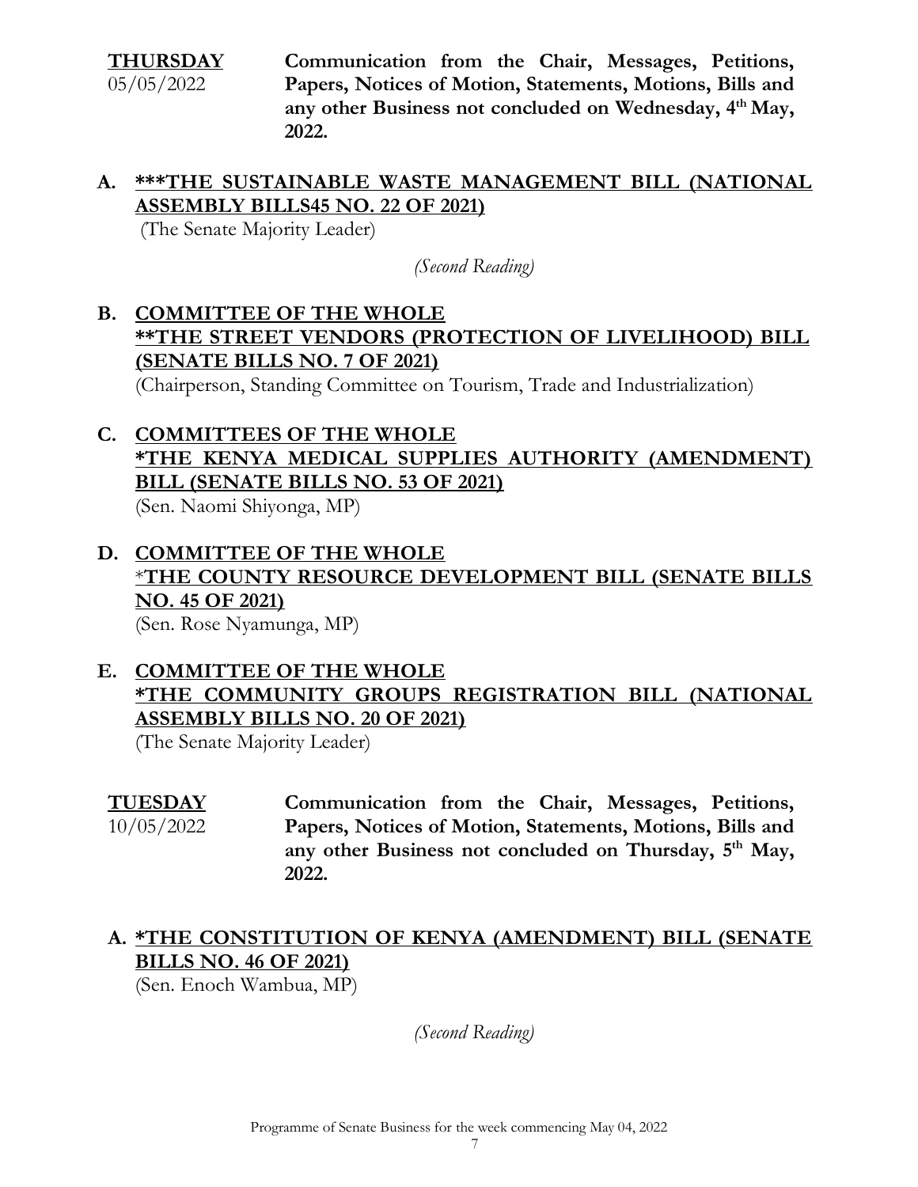**THURSDAY** 05/05/2022 — **Communication from the Chair, Messages, Petitions, Papers, Notices of Motion, Statements, Motions, Bills and any other Business not concluded on Wednesday, 4th May, 2022.**

**A. <u>***THE SUSTAINABLE WASTE MANAGEMENT BILL (NATIONAL ASSEMBLY BILLS45 NO. 22 OF 2021)</u>**
(The Senate Majority Leader)

*(Second Reading)*

**B. <u>COMMITTEE OF THE WHOLE</u>**
**<u>**THE STREET VENDORS (PROTECTION OF LIVELIHOOD) BILL (SENATE BILLS NO. 7 OF 2021)</u>**
(Chairperson, Standing Committee on Tourism, Trade and Industrialization)

**C. <u>COMMITTEES OF THE WHOLE</u>**
**<u>*THE KENYA MEDICAL SUPPLIES AUTHORITY (AMENDMENT) BILL (SENATE BILLS NO. 53 OF 2021)</u>**
(Sen. Naomi Shiyonga, MP)

**D. <u>COMMITTEE OF THE WHOLE</u>**
**<u>*THE COUNTY RESOURCE DEVELOPMENT BILL (SENATE BILLS NO. 45 OF 2021)</u>**
(Sen. Rose Nyamunga, MP)

**E. <u>COMMITTEE OF THE WHOLE</u>**
**<u>*THE COMMUNITY GROUPS REGISTRATION BILL (NATIONAL ASSEMBLY BILLS NO. 20 OF 2021)</u>**
(The Senate Majority Leader)

**TUESDAY** 10/05/2022 — **Communication from the Chair, Messages, Petitions, Papers, Notices of Motion, Statements, Motions, Bills and any other Business not concluded on Thursday, 5th May, 2022.**

**A. <u>*THE CONSTITUTION OF KENYA (AMENDMENT) BILL (SENATE BILLS NO. 46 OF 2021)</u>**
(Sen. Enoch Wambua, MP)

*(Second Reading)*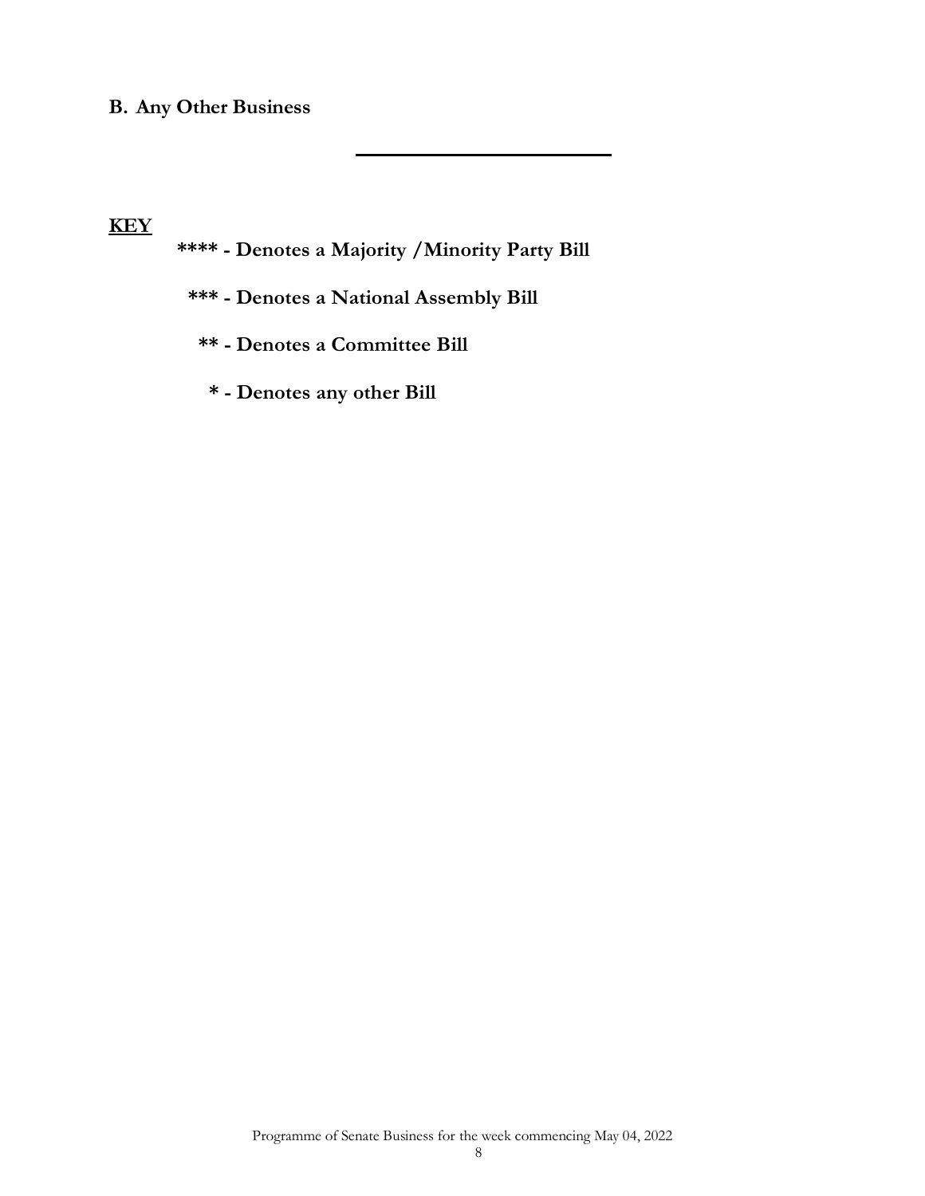**B. Any Other Business**

---

**KEY**

**\*\*\*\* - Denotes a Majority /Minority Party Bill**

**\*\*\* - Denotes a National Assembly Bill**

**\*\* - Denotes a Committee Bill**

**\* - Denotes any other Bill**